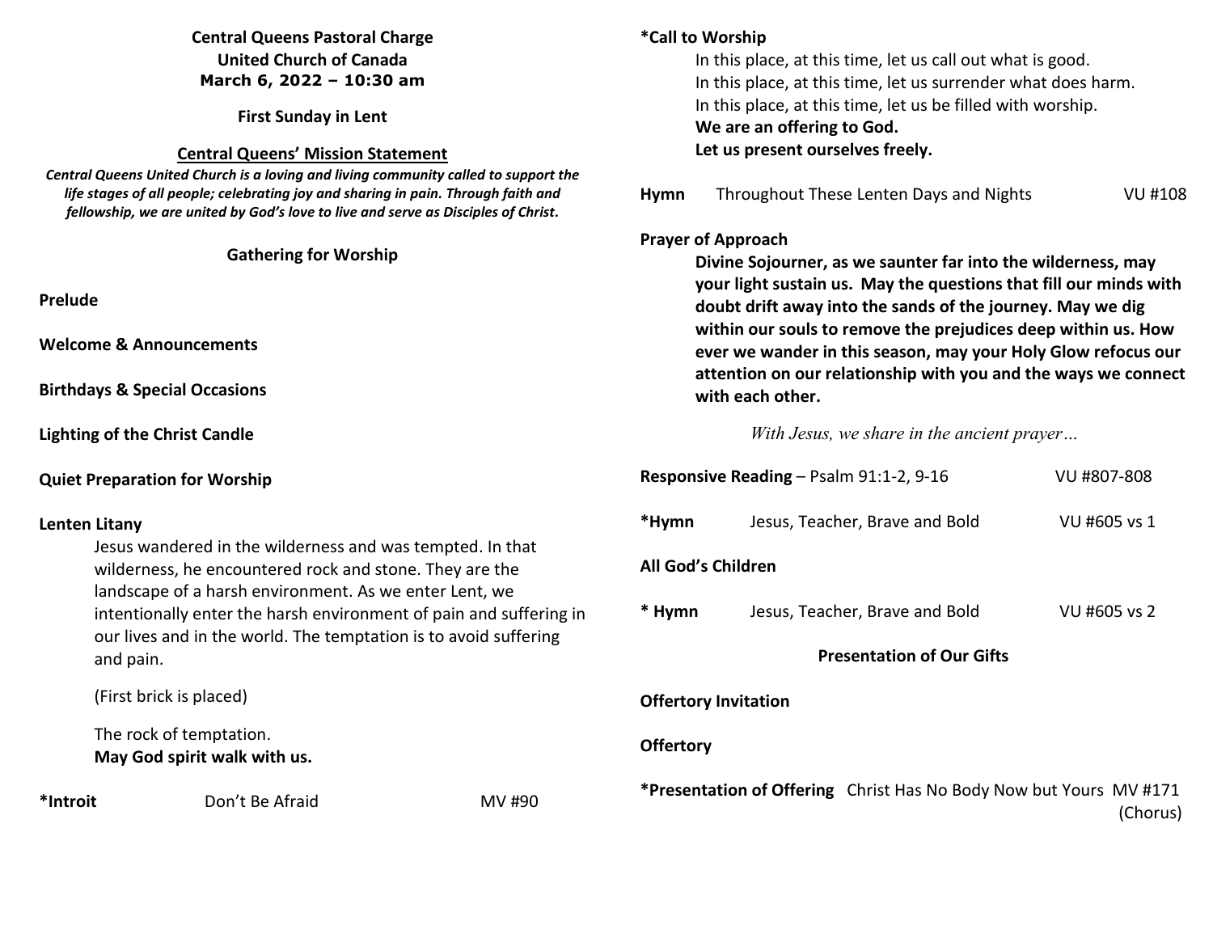**Central Queens Pastoral Charge**
**United Church of Canada**
**March 6, 2022 – 10:30 am**

**First Sunday in Lent**

**Central Queens' Mission Statement**

***Central Queens United Church is a loving and living community called to support the life stages of all people; celebrating joy and sharing in pain. Through faith and fellowship, we are united by God's love to live and serve as Disciples of Christ.***

## Gathering for Worship

**Prelude**

**Welcome & Announcements**

**Birthdays & Special Occasions**

**Lighting of the Christ Candle**

**Quiet Preparation for Worship**

**Lenten Litany**

Jesus wandered in the wilderness and was tempted. In that wilderness, he encountered rock and stone. They are the landscape of a harsh environment. As we enter Lent, we intentionally enter the harsh environment of pain and suffering in our lives and in the world. The temptation is to avoid suffering and pain.

(First brick is placed)

The rock of temptation.
**May God spirit walk with us.**

**\*Introit** Don't Be Afraid MV #90

**\*Call to Worship**

In this place, at this time, let us call out what is good.
In this place, at this time, let us surrender what does harm.
In this place, at this time, let us be filled with worship.
**We are an offering to God.**
**Let us present ourselves freely.**

**Hymn** Throughout These Lenten Days and Nights VU #108

**Prayer of Approach**

**Divine Sojourner, as we saunter far into the wilderness, may your light sustain us. May the questions that fill our minds with doubt drift away into the sands of the journey. May we dig within our souls to remove the prejudices deep within us. How ever we wander in this season, may your Holy Glow refocus our attention on our relationship with you and the ways we connect with each other.**

*With Jesus, we share in the ancient prayer…*

**Responsive Reading** – Psalm 91:1-2, 9-16 VU #807-808

**\*Hymn** Jesus, Teacher, Brave and Bold VU #605 vs 1

**All God's Children**

**\* Hymn** Jesus, Teacher, Brave and Bold VU #605 vs 2

## Presentation of Our Gifts

**Offertory Invitation**

**Offertory**

**\*Presentation of Offering** Christ Has No Body Now but Yours MV #171 (Chorus)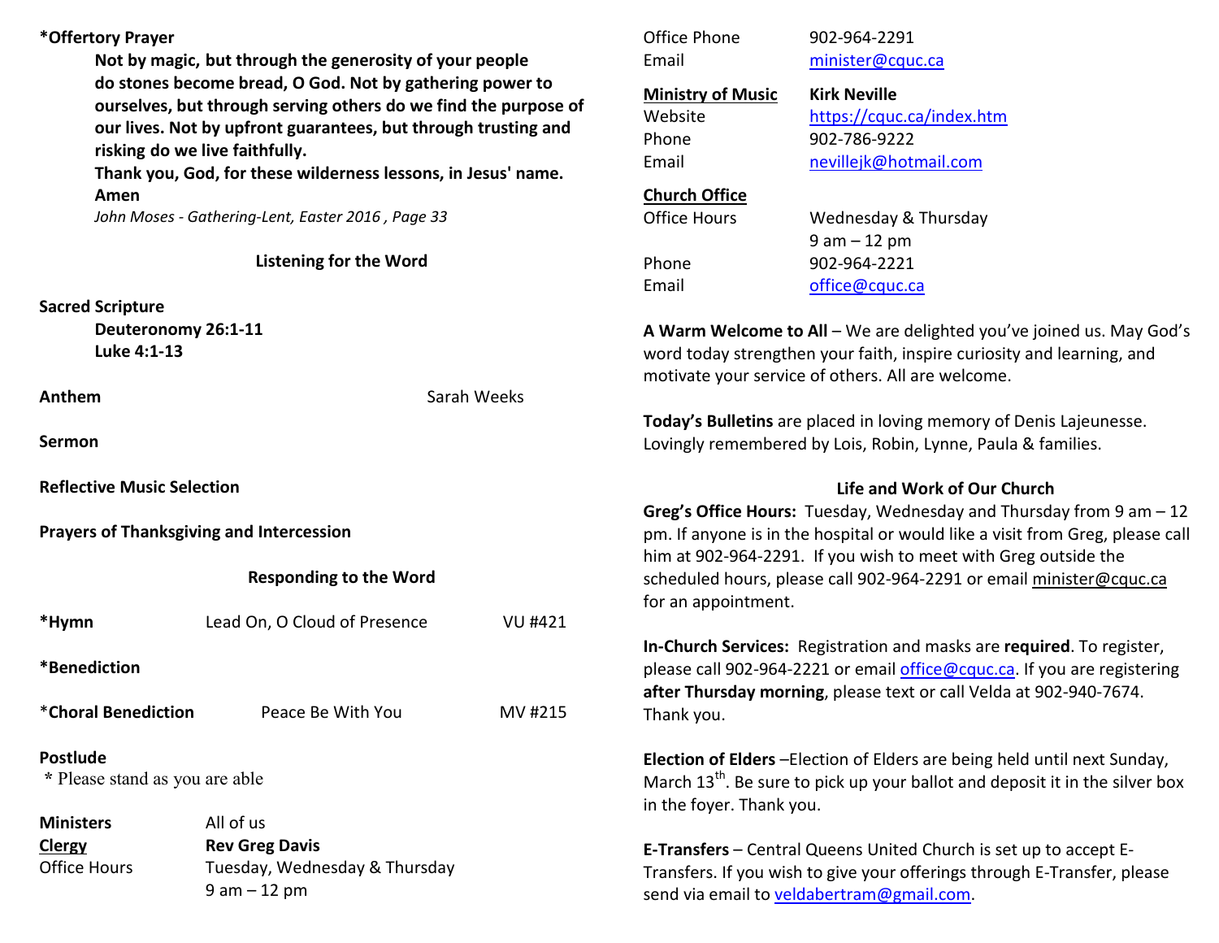**\*Offertory Prayer**

> **Not by magic, but through the generosity of your people do stones become bread, O God. Not by gathering power to ourselves, but through serving others do we find the purpose of our lives. Not by upfront guarantees, but through trusting and risking do we live faithfully.**
> **Thank you, God, for these wilderness lessons, in Jesus' name. Amen**
> *John Moses - Gathering-Lent, Easter 2016 , Page 33*

### Listening for the Word

**Sacred Scripture**

> **Deuteronomy 26:1-11**
> **Luke 4:1-13**

**Anthem** — Sarah Weeks

**Sermon**

**Reflective Music Selection**

**Prayers of Thanksgiving and Intercession**

### Responding to the Word

**\*Hymn** — Lead On, O Cloud of Presence — VU #421

**\*Benediction**

**\*Choral Benediction** — Peace Be With You — MV #215

**Postlude**

\* Please stand as you are able

| | |
|---|---|
| **Ministers** | All of us |
| **Clergy** | **Rev Greg Davis** |
| Office Hours | Tuesday, Wednesday & Thursday 9 am – 12 pm |
| Office Phone | 902-964-2291 |
| Email | minister@cquc.ca |
| **Ministry of Music** | **Kirk Neville** |
| Website | https://cquc.ca/index.htm |
| Phone | 902-786-9222 |
| Email | nevillejk@hotmail.com |
| **Church Office** | |
| Office Hours | Wednesday & Thursday 9 am – 12 pm |
| Phone | 902-964-2221 |
| Email | office@cquc.ca |

**A Warm Welcome to All** – We are delighted you've joined us. May God's word today strengthen your faith, inspire curiosity and learning, and motivate your service of others. All are welcome.

**Today's Bulletins** are placed in loving memory of Denis Lajeunesse. Lovingly remembered by Lois, Robin, Lynne, Paula & families.

### Life and Work of Our Church

**Greg's Office Hours:** Tuesday, Wednesday and Thursday from 9 am – 12 pm. If anyone is in the hospital or would like a visit from Greg, please call him at 902-964-2291. If you wish to meet with Greg outside the scheduled hours, please call 902-964-2291 or email minister@cquc.ca for an appointment.

**In-Church Services:** Registration and masks are **required**. To register, please call 902-964-2221 or email office@cquc.ca. If you are registering **after Thursday morning**, please text or call Velda at 902-940-7674. Thank you.

**Election of Elders** –Election of Elders are being held until next Sunday, March 13th. Be sure to pick up your ballot and deposit it in the silver box in the foyer. Thank you.

**E-Transfers** – Central Queens United Church is set up to accept E-Transfers. If you wish to give your offerings through E-Transfer, please send via email to veldabertram@gmail.com.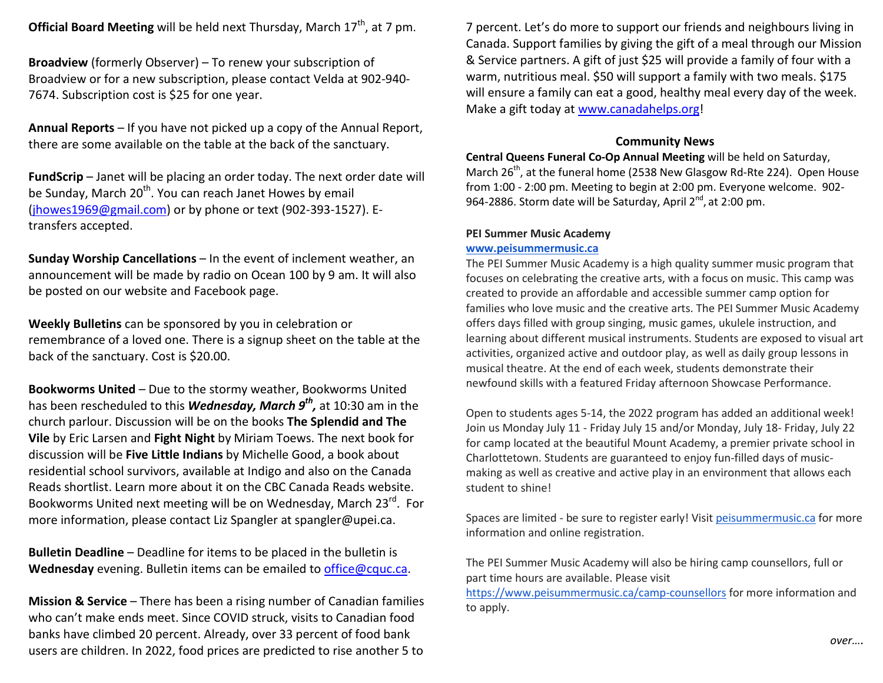**Official Board Meeting** will be held next Thursday, March 17th, at 7 pm.

**Broadview** (formerly Observer) – To renew your subscription of Broadview or for a new subscription, please contact Velda at 902-940-7674. Subscription cost is $25 for one year.

**Annual Reports** – If you have not picked up a copy of the Annual Report, there are some available on the table at the back of the sanctuary.

**FundScrip** – Janet will be placing an order today. The next order date will be Sunday, March 20th. You can reach Janet Howes by email (jhowes1969@gmail.com) or by phone or text (902-393-1527). E-transfers accepted.

**Sunday Worship Cancellations** – In the event of inclement weather, an announcement will be made by radio on Ocean 100 by 9 am. It will also be posted on our website and Facebook page.

**Weekly Bulletins** can be sponsored by you in celebration or remembrance of a loved one. There is a signup sheet on the table at the back of the sanctuary. Cost is $20.00.

**Bookworms United** – Due to the stormy weather, Bookworms United has been rescheduled to this ***Wednesday, March 9th,*** at 10:30 am in the church parlour. Discussion will be on the books **The Splendid and The Vile** by Eric Larsen and **Fight Night** by Miriam Toews. The next book for discussion will be **Five Little Indians** by Michelle Good, a book about residential school survivors, available at Indigo and also on the Canada Reads shortlist. Learn more about it on the CBC Canada Reads website. Bookworms United next meeting will be on Wednesday, March 23rd. For more information, please contact Liz Spangler at spangler@upei.ca.

**Bulletin Deadline** – Deadline for items to be placed in the bulletin is **Wednesday** evening. Bulletin items can be emailed to office@cquc.ca.

**Mission & Service** – There has been a rising number of Canadian families who can't make ends meet. Since COVID struck, visits to Canadian food banks have climbed 20 percent. Already, over 33 percent of food bank users are children. In 2022, food prices are predicted to rise another 5 to 7 percent. Let's do more to support our friends and neighbours living in Canada. Support families by giving the gift of a meal through our Mission & Service partners. A gift of just $25 will provide a family of four with a warm, nutritious meal. $50 will support a family with two meals. $175 will ensure a family can eat a good, healthy meal every day of the week. Make a gift today at www.canadahelps.org!

## Community News

**Central Queens Funeral Co-Op Annual Meeting** will be held on Saturday, March 26th, at the funeral home (2538 New Glasgow Rd-Rte 224). Open House from 1:00 - 2:00 pm. Meeting to begin at 2:00 pm. Everyone welcome. 902-964-2886. Storm date will be Saturday, April 2nd, at 2:00 pm.

**PEI Summer Music Academy**
**www.peisummermusic.ca**

The PEI Summer Music Academy is a high quality summer music program that focuses on celebrating the creative arts, with a focus on music. This camp was created to provide an affordable and accessible summer camp option for families who love music and the creative arts. The PEI Summer Music Academy offers days filled with group singing, music games, ukulele instruction, and learning about different musical instruments. Students are exposed to visual art activities, organized active and outdoor play, as well as daily group lessons in musical theatre. At the end of each week, students demonstrate their newfound skills with a featured Friday afternoon Showcase Performance.

Open to students ages 5-14, the 2022 program has added an additional week! Join us Monday July 11 - Friday July 15 and/or Monday, July 18- Friday, July 22 for camp located at the beautiful Mount Academy, a premier private school in Charlottetown. Students are guaranteed to enjoy fun-filled days of music-making as well as creative and active play in an environment that allows each student to shine!

Spaces are limited - be sure to register early! Visit peisummermusic.ca for more information and online registration.

The PEI Summer Music Academy will also be hiring camp counsellors, full or part time hours are available. Please visit https://www.peisummermusic.ca/camp-counsellors for more information and to apply.

*over….*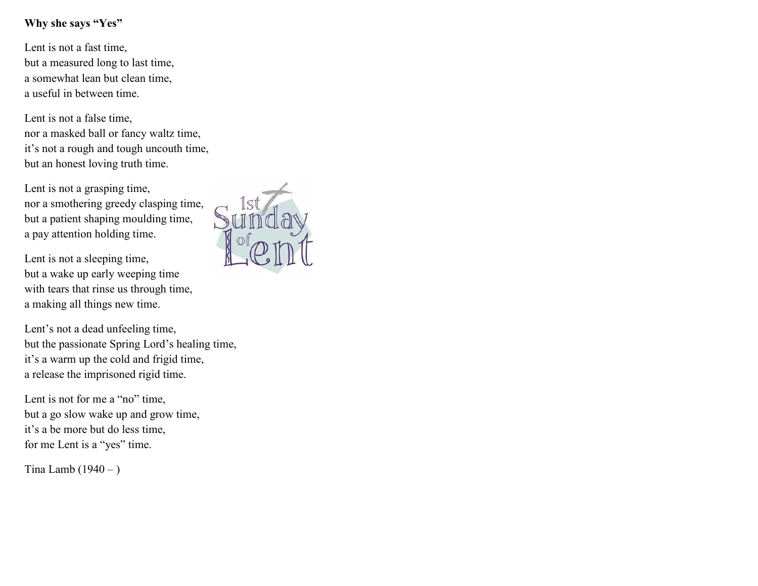**Why she says "Yes"**

Lent is not a fast time,  
but a measured long to last time,  
a somewhat lean but clean time,  
a useful in between time.

Lent is not a false time,  
nor a masked ball or fancy waltz time,  
it's not a rough and tough uncouth time,  
but an honest loving truth time.

Lent is not a grasping time,  
nor a smothering greedy clasping time,  
but a patient shaping moulding time,  
a pay attention holding time.

Lent is not a sleeping time,  
but a wake up early weeping time  
with tears that rinse us through time,  
a making all things new time.

Lent's not a dead unfeeling time,  
but the passionate Spring Lord's healing time,  
it's a warm up the cold and frigid time,  
a release the imprisoned rigid time.

Lent is not for me a "no" time,  
but a go slow wake up and grow time,  
it's a be more but do less time,  
for me Lent is a "yes" time.

Tina Lamb (1940 – )